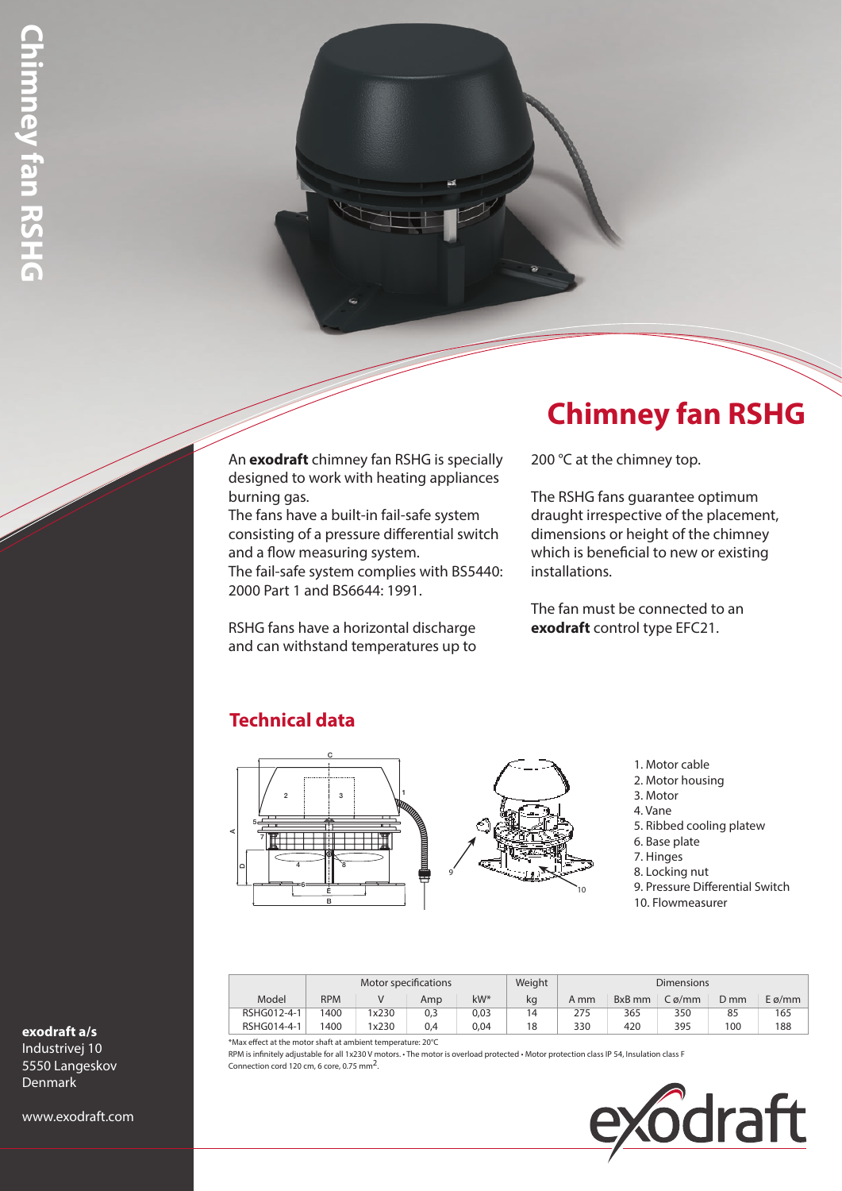# Chimney fan RSHG

An **exodraft** chimney fan RSHG is specially designed to work with heating appliances burning gas.
The fans have a built-in fail-safe system consisting of a pressure differential switch and a flow measuring system.
The fail-safe system complies with BS5440: 2000 Part 1 and BS6644: 1991.

RSHG fans have a horizontal discharge and can withstand temperatures up to 200 °C at the chimney top.

The RSHG fans guarantee optimum draught irrespective of the placement, dimensions or height of the chimney which is beneficial to new or existing installations.

The fan must be connected to an **exodraft** control type EFC21.

## Technical data

1. Motor cable
2. Motor housing
3. Motor
4. Vane
5. Ribbed cooling platew
6. Base plate
7. Hinges
8. Locking nut
9. Pressure Differential Switch
10. Flowmeasurer

| Model | Motor specifications | | | | Weight | Dimensions | | | | |
|---|---|---|---|---|---|---|---|---|---|---|
| | RPM | V | Amp | kW* | kg | A mm | BxB mm | C ø/mm | D mm | E ø/mm |
| RSHG012-4-1 | 1400 | 1x230 | 0,3 | 0,03 | 14 | 275 | 365 | 350 | 85 | 165 |
| RSHG014-4-1 | 1400 | 1x230 | 0,4 | 0,04 | 18 | 330 | 420 | 395 | 100 | 188 |

*Max effect at the motor shaft at ambient temperature: 20°C

RPM is infinitely adjustable for all 1x230 V motors. • The motor is overload protected • Motor protection class IP 54, Insulation class F
Connection cord 120 cm, 6 core, 0.75 mm$^2$.

**exodraft a/s**
Industrivej 10
5550 Langeskov
Denmark

www.exodraft.com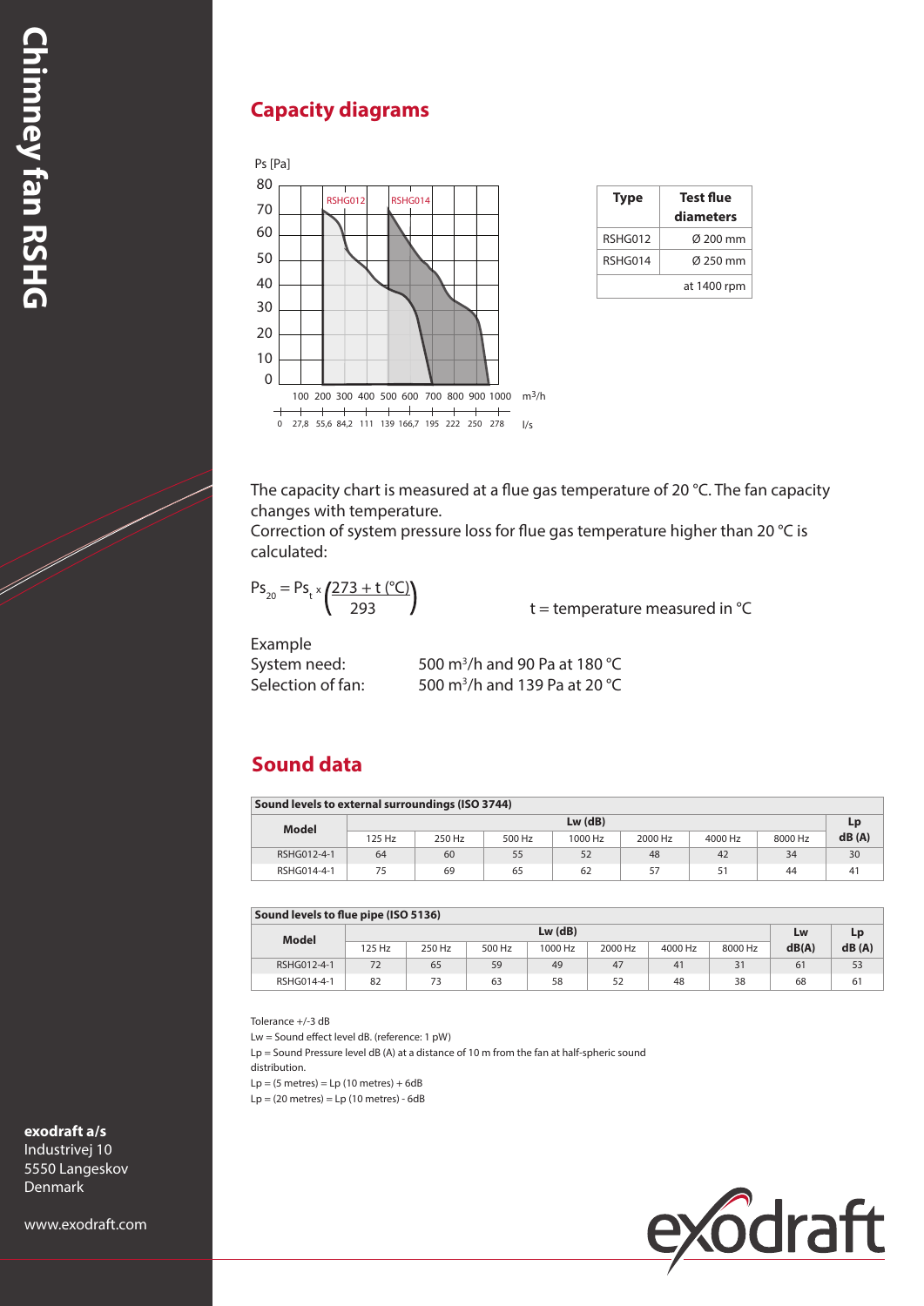# Chimney fan RSHG

## Capacity diagrams

Ps [Pa]

80
70
60
50
40
30
20
10
0

RSHG012
RSHG014

100 200 300 400 500 600 700 800 900 1000 m³/h

0 27,8 55,6 84,2 111 139 166,7 195 222 250 278 l/s

| Type | Test flue diameters |
|---|---|
| RSHG012 | Ø 200 mm |
| RSHG014 | Ø 250 mm |
| | at 1400 rpm |

The capacity chart is measured at a flue gas temperature of 20 °C. The fan capacity changes with temperature.
Correction of system pressure loss for flue gas temperature higher than 20 °C is calculated:

$$Ps_{20} = Ps_t \times \left(\frac{273 + t\,(°C)}{293}\right)$$

t = temperature measured in °C

Example
System need: 500 $m^3$/h and 90 Pa at 180 °C
Selection of fan: 500 $m^3$/h and 139 Pa at 20 °C

## Sound data

**Sound levels to external surroundings (ISO 3744)**

| Model | Lw (dB) | | | | | | | Lp dB (A) |
|---|---|---|---|---|---|---|---|---|
| | 125 Hz | 250 Hz | 500 Hz | 1000 Hz | 2000 Hz | 4000 Hz | 8000 Hz | |
| RSHG012-4-1 | 64 | 60 | 55 | 52 | 48 | 42 | 34 | 30 |
| RSHG014-4-1 | 75 | 69 | 65 | 62 | 57 | 51 | 44 | 41 |

**Sound levels to flue pipe (ISO 5136)**

| Model | Lw (dB) | | | | | | | Lw dB(A) | Lp dB (A) |
|---|---|---|---|---|---|---|---|---|---|
| | 125 Hz | 250 Hz | 500 Hz | 1000 Hz | 2000 Hz | 4000 Hz | 8000 Hz | | |
| RSHG012-4-1 | 72 | 65 | 59 | 49 | 47 | 41 | 31 | 61 | 53 |
| RSHG014-4-1 | 82 | 73 | 63 | 58 | 52 | 48 | 38 | 68 | 61 |

Tolerance +/-3 dB
Lw = Sound effect level dB. (reference: 1 pW)
Lp = Sound Pressure level dB (A) at a distance of 10 m from the fan at half-spheric sound distribution.
Lp = (5 metres) = Lp (10 metres) + 6dB
Lp = (20 metres) = Lp (10 metres) - 6dB

**exodraft a/s**
Industrivej 10
5550 Langeskov
Denmark

www.exodraft.com

exodraft